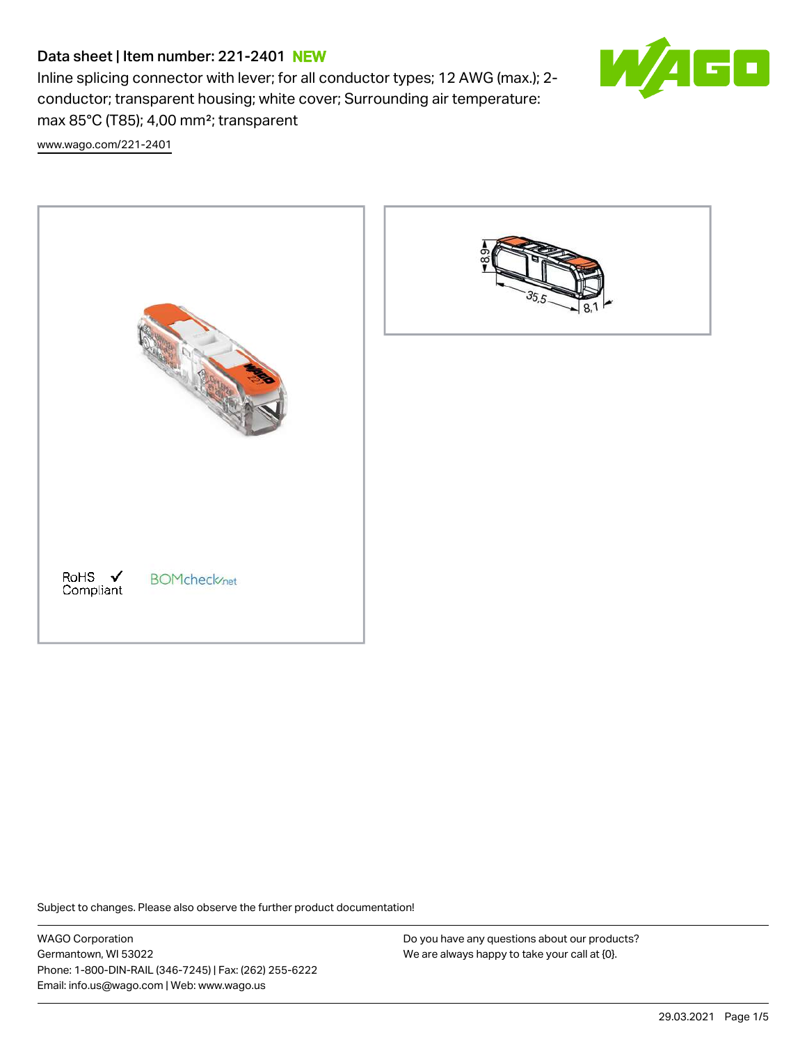# Data sheet | Item number: 221-2401 NEW

Inline splicing connector with lever; for all conductor types; 12 AWG (max.); 2-conductor; transparent housing; white cover; Surrounding air temperature: max 85°C (T85); 4,00 mm²; transparent

www.wago.com/221-2401

RoHS ✓ Compliant

BOMcheck.net

Subject to changes. Please also observe the further product documentation!

WAGO Corporation
Germantown, WI 53022
Phone: 1-800-DIN-RAIL (346-7245) | Fax: (262) 255-6222
Email: info.us@wago.com | Web: www.wago.us

Do you have any questions about our products?
We are always happy to take your call at {0}.

29.03.2021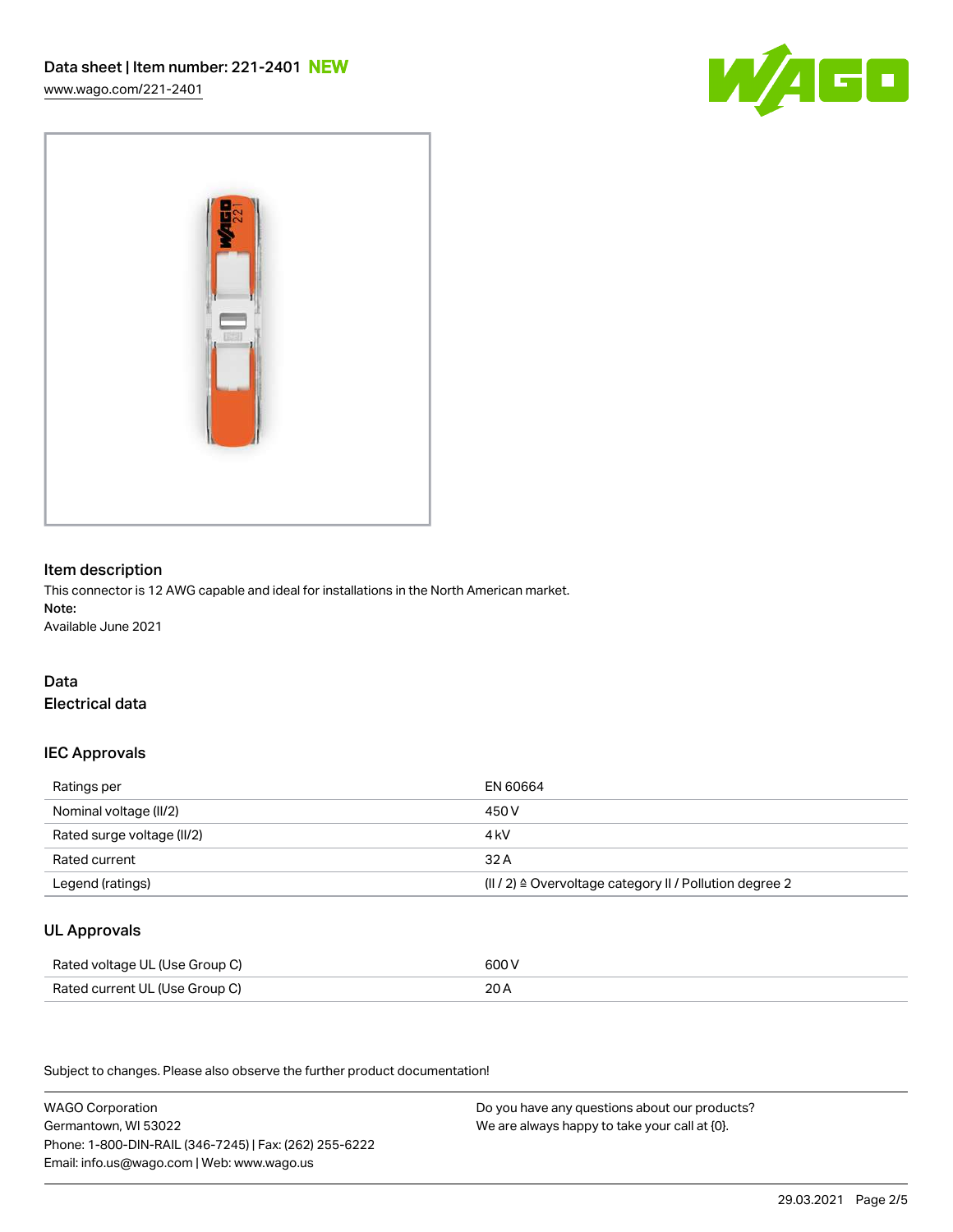## Item description

This connector is 12 AWG capable and ideal for installations in the North American market.

**Note:**

Available June 2021

## Data

### Electrical data

#### IEC Approvals

| | |
|---|---|
| Ratings per | EN 60664 |
| Nominal voltage (II/2) | 450 V |
| Rated surge voltage (II/2) | 4 kV |
| Rated current | 32 A |
| Legend (ratings) | (II / 2) ≙ Overvoltage category II / Pollution degree 2 |

#### UL Approvals

| | |
|---|---|
| Rated voltage UL (Use Group C) | 600 V |
| Rated current UL (Use Group C) | 20 A |

Subject to changes. Please also observe the further product documentation!

WAGO Corporation
Germantown, WI 53022
Phone: 1-800-DIN-RAIL (346-7245) | Fax: (262) 255-6222
Email: info.us@wago.com | Web: www.wago.us

Do you have any questions about our products?
We are always happy to take your call at {0}.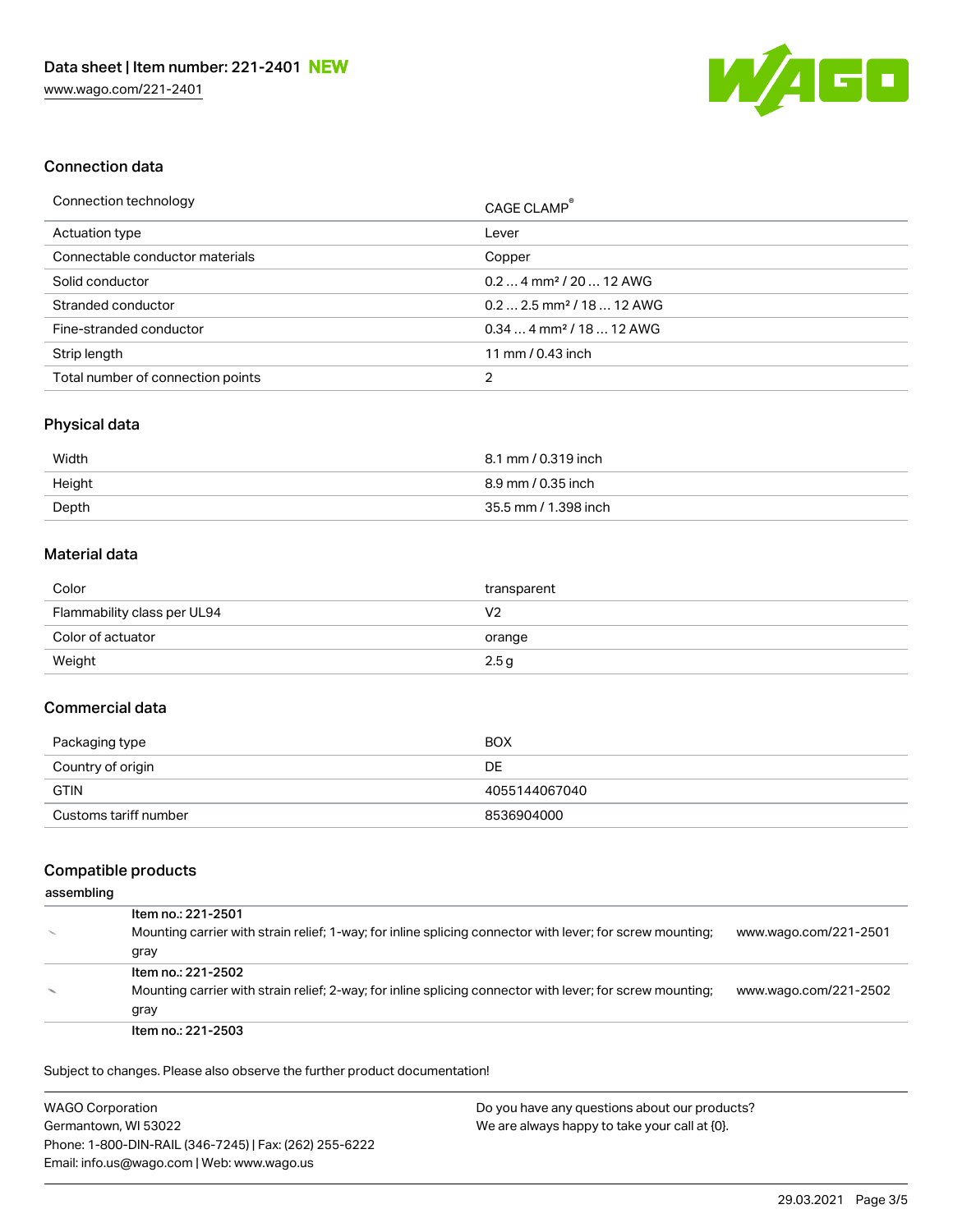Data sheet | Item number: 221-2401 **NEW**

www.wago.com/221-2401

## Connection data

| Connection technology | CAGE CLAMP® |
| --- | --- |
| Actuation type | Lever |
| Connectable conductor materials | Copper |
| Solid conductor | 0.2 … 4 mm² / 20 … 12 AWG |
| Stranded conductor | 0.2 … 2.5 mm² / 18 … 12 AWG |
| Fine-stranded conductor | 0.34 … 4 mm² / 18 … 12 AWG |
| Strip length | 11 mm / 0.43 inch |
| Total number of connection points | 2 |

## Physical data

| Width | 8.1 mm / 0.319 inch |
| --- | --- |
| Height | 8.9 mm / 0.35 inch |
| Depth | 35.5 mm / 1.398 inch |

## Material data

| Color | transparent |
| --- | --- |
| Flammability class per UL94 | V2 |
| Color of actuator | orange |
| Weight | 2.5 g |

## Commercial data

| Packaging type | BOX |
| --- | --- |
| Country of origin | DE |
| GTIN | 4055144067040 |
| Customs tariff number | 8536904000 |

## Compatible products

assembling

| Item | Description | Link |
| --- | --- | --- |
| Item no.: 221-2501 | Mounting carrier with strain relief; 1-way; for inline splicing connector with lever; for screw mounting; gray | www.wago.com/221-2501 |
| Item no.: 221-2502 | Mounting carrier with strain relief; 2-way; for inline splicing connector with lever; for screw mounting; gray | www.wago.com/221-2502 |
| Item no.: 221-2503 | | |

Subject to changes. Please also observe the further product documentation!

WAGO Corporation
Germantown, WI 53022
Phone: 1-800-DIN-RAIL (346-7245) | Fax: (262) 255-6222
Email: info.us@wago.com | Web: www.wago.us

Do you have any questions about our products?
We are always happy to take your call at {0}.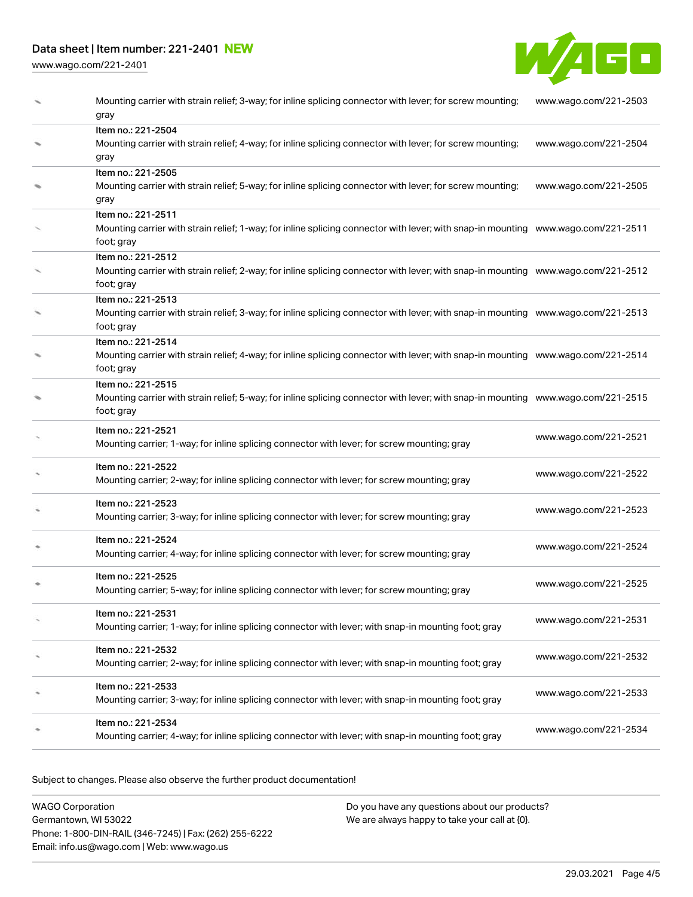| | | |
|---|---|---|
| | Mounting carrier with strain relief; 3-way; for inline splicing connector with lever; for screw mounting; gray | www.wago.com/221-2503 |
| | Item no.: 221-2504<br>Mounting carrier with strain relief; 4-way; for inline splicing connector with lever; for screw mounting; gray | www.wago.com/221-2504 |
| | Item no.: 221-2505<br>Mounting carrier with strain relief; 5-way; for inline splicing connector with lever; for screw mounting; gray | www.wago.com/221-2505 |
| | Item no.: 221-2511<br>Mounting carrier with strain relief; 1-way; for inline splicing connector with lever; with snap-in mounting foot; gray | www.wago.com/221-2511 |
| | Item no.: 221-2512<br>Mounting carrier with strain relief; 2-way; for inline splicing connector with lever; with snap-in mounting foot; gray | www.wago.com/221-2512 |
| | Item no.: 221-2513<br>Mounting carrier with strain relief; 3-way; for inline splicing connector with lever; with snap-in mounting foot; gray | www.wago.com/221-2513 |
| | Item no.: 221-2514<br>Mounting carrier with strain relief; 4-way; for inline splicing connector with lever; with snap-in mounting foot; gray | www.wago.com/221-2514 |
| | Item no.: 221-2515<br>Mounting carrier with strain relief; 5-way; for inline splicing connector with lever; with snap-in mounting foot; gray | www.wago.com/221-2515 |
| | Item no.: 221-2521<br>Mounting carrier; 1-way; for inline splicing connector with lever; for screw mounting; gray | www.wago.com/221-2521 |
| | Item no.: 221-2522<br>Mounting carrier; 2-way; for inline splicing connector with lever; for screw mounting; gray | www.wago.com/221-2522 |
| | Item no.: 221-2523<br>Mounting carrier; 3-way; for inline splicing connector with lever; for screw mounting; gray | www.wago.com/221-2523 |
| | Item no.: 221-2524<br>Mounting carrier; 4-way; for inline splicing connector with lever; for screw mounting; gray | www.wago.com/221-2524 |
| | Item no.: 221-2525<br>Mounting carrier; 5-way; for inline splicing connector with lever; for screw mounting; gray | www.wago.com/221-2525 |
| | Item no.: 221-2531<br>Mounting carrier; 1-way; for inline splicing connector with lever; with snap-in mounting foot; gray | www.wago.com/221-2531 |
| | Item no.: 221-2532<br>Mounting carrier; 2-way; for inline splicing connector with lever; with snap-in mounting foot; gray | www.wago.com/221-2532 |
| | Item no.: 221-2533<br>Mounting carrier; 3-way; for inline splicing connector with lever; with snap-in mounting foot; gray | www.wago.com/221-2533 |
| | Item no.: 221-2534<br>Mounting carrier; 4-way; for inline splicing connector with lever; with snap-in mounting foot; gray | www.wago.com/221-2534 |

Subject to changes. Please also observe the further product documentation!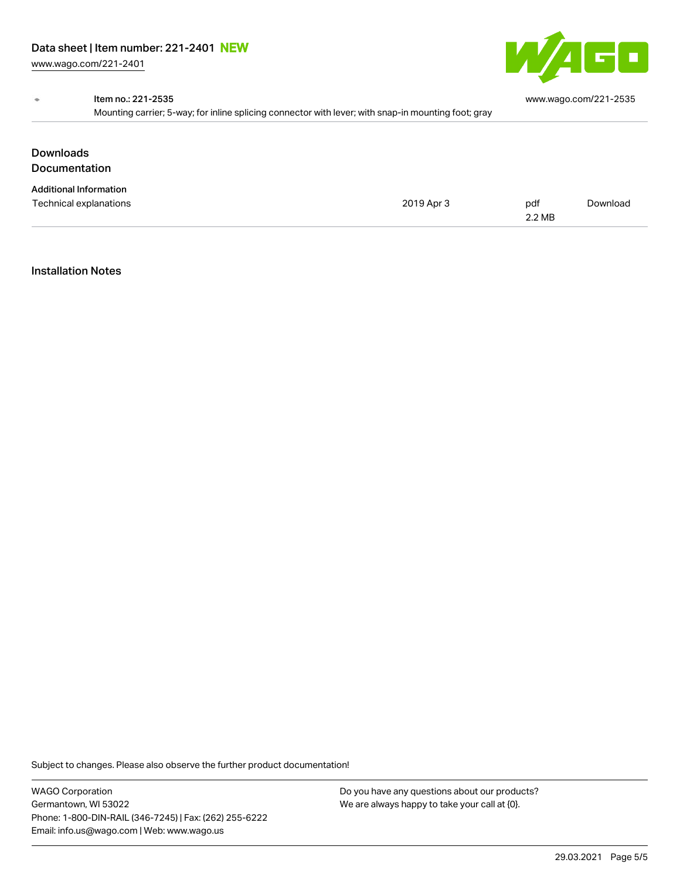| | | |
|---|---|---|
| | Item no.: 221-2535<br>Mounting carrier; 5-way; for inline splicing connector with lever; with snap-in mounting foot; gray | www.wago.com/221-2535 |

## Downloads
## Documentation

**Additional Information**

| | | | |
|---|---|---|---|
| Technical explanations | 2019 Apr 3 | pdf<br>2.2 MB | Download |

## Installation Notes

Subject to changes. Please also observe the further product documentation!

WAGO Corporation
Germantown, WI 53022
Phone: 1-800-DIN-RAIL (346-7245) | Fax: (262) 255-6222
Email: info.us@wago.com | Web: www.wago.us

Do you have any questions about our products?
We are always happy to take your call at {0}.

29.03.2021